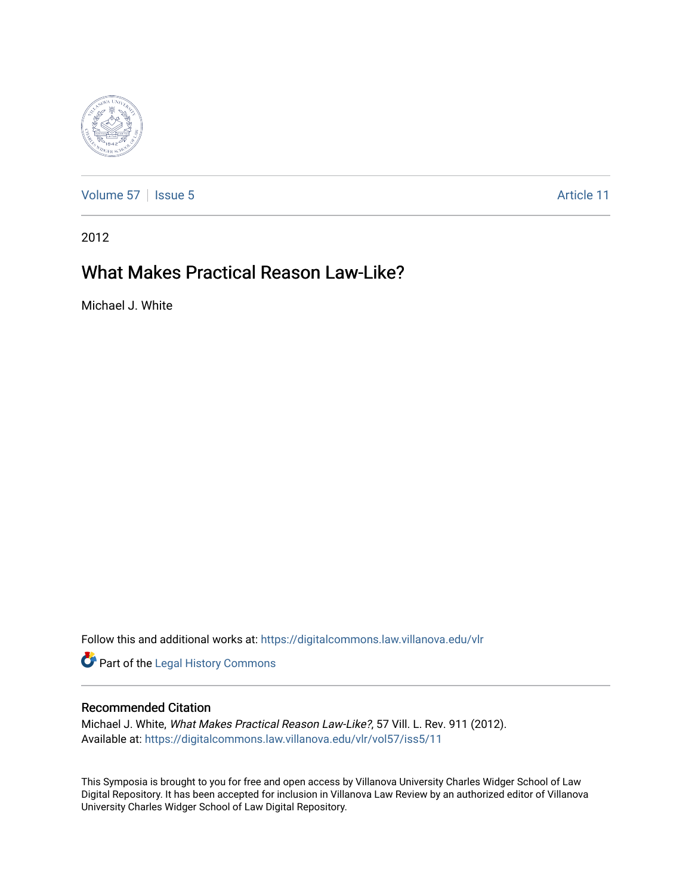Volume 57 | Issue 5 Article 11

2012

# What Makes Practical Reason Law-Like?

Michael J. White

Follow this and additional works at: https://digitalcommons.law.villanova.edu/vlr

Part of the Legal History Commons

## Recommended Citation

Michael J. White, *What Makes Practical Reason Law-Like?*, 57 Vill. L. Rev. 911 (2012).
Available at: https://digitalcommons.law.villanova.edu/vlr/vol57/iss5/11

This Symposia is brought to you for free and open access by Villanova University Charles Widger School of Law Digital Repository. It has been accepted for inclusion in Villanova Law Review by an authorized editor of Villanova University Charles Widger School of Law Digital Repository.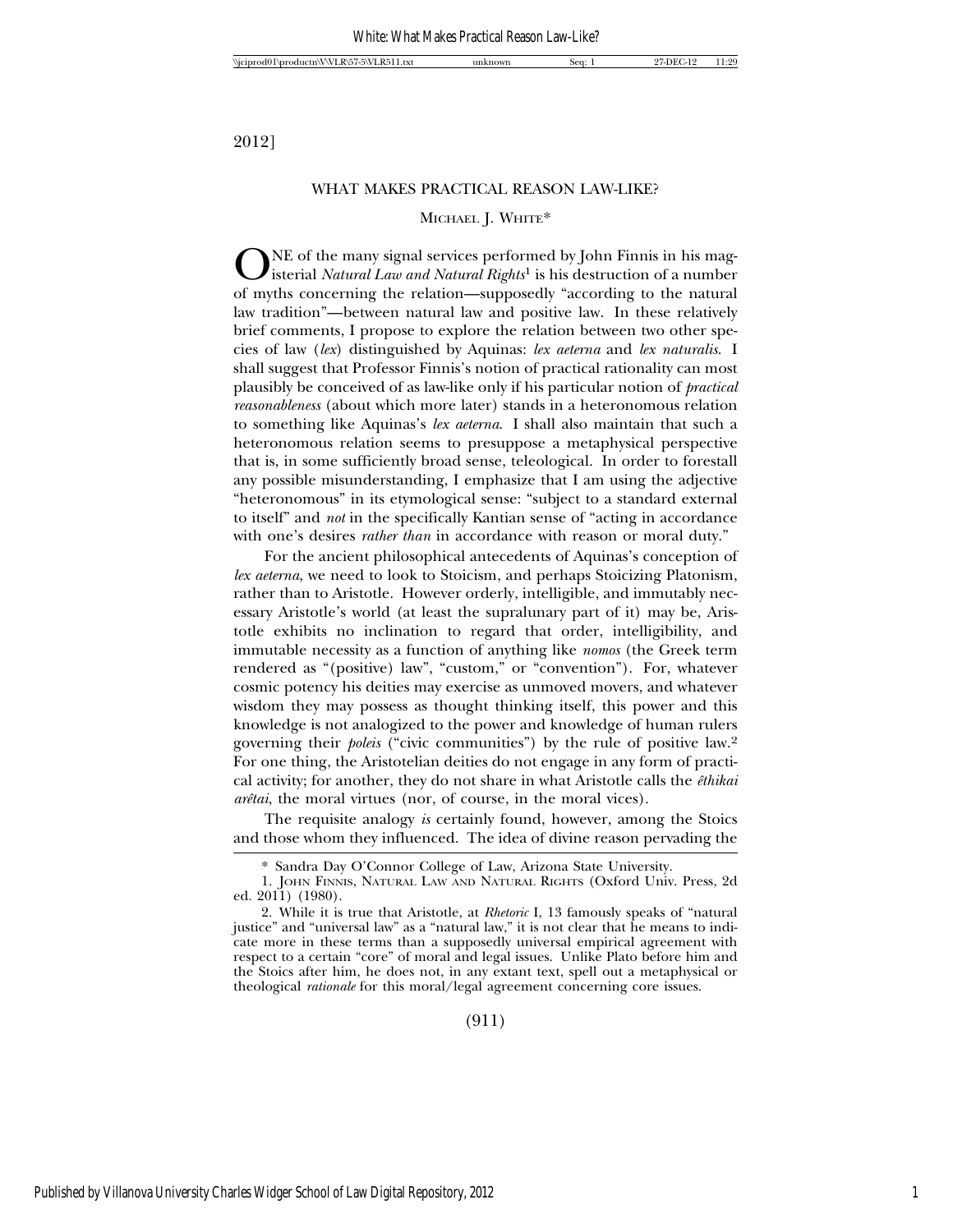## WHAT MAKES PRACTICAL REASON LAW-LIKE?

MICHAEL J. WHITE*

ONE of the many signal services performed by John Finnis in his magisterial *Natural Law and Natural Rights*[1] is his destruction of a number of myths concerning the relation—supposedly "according to the natural law tradition"—between natural law and positive law. In these relatively brief comments, I propose to explore the relation between two other species of law (*lex*) distinguished by Aquinas: *lex aeterna* and *lex naturalis*. I shall suggest that Professor Finnis's notion of practical rationality can most plausibly be conceived of as law-like only if his particular notion of *practical reasonableness* (about which more later) stands in a heteronomous relation to something like Aquinas's *lex aeterna*. I shall also maintain that such a heteronomous relation seems to presuppose a metaphysical perspective that is, in some sufficiently broad sense, teleological. In order to forestall any possible misunderstanding, I emphasize that I am using the adjective "heteronomous" in its etymological sense: "subject to a standard external to itself" and *not* in the specifically Kantian sense of "acting in accordance with one's desires *rather than* in accordance with reason or moral duty."

For the ancient philosophical antecedents of Aquinas's conception of *lex aeterna*, we need to look to Stoicism, and perhaps Stoicizing Platonism, rather than to Aristotle. However orderly, intelligible, and immutably necessary Aristotle's world (at least the supralunary part of it) may be, Aristotle exhibits no inclination to regard that order, intelligibility, and immutable necessity as a function of anything like *nomos* (the Greek term rendered as "(positive) law", "custom," or "convention"). For, whatever cosmic potency his deities may exercise as unmoved movers, and whatever wisdom they may possess as thought thinking itself, this power and this knowledge is not analogized to the power and knowledge of human rulers governing their *poleis* ("civic communities") by the rule of positive law.[2] For one thing, the Aristotelian deities do not engage in any form of practical activity; for another, they do not share in what Aristotle calls the *êthikai arêtai*, the moral virtues (nor, of course, in the moral vices).

The requisite analogy *is* certainly found, however, among the Stoics and those whom they influenced. The idea of divine reason pervading the

---

\* Sandra Day O'Connor College of Law, Arizona State University.

1. JOHN FINNIS, NATURAL LAW AND NATURAL RIGHTS (Oxford Univ. Press, 2d ed. 2011) (1980).

2. While it is true that Aristotle, at *Rhetoric* I, 13 famously speaks of "natural justice" and "universal law" as a "natural law," it is not clear that he means to indicate more in these terms than a supposedly universal empirical agreement with respect to a certain "core" of moral and legal issues. Unlike Plato before him and the Stoics after him, he does not, in any extant text, spell out a metaphysical or theological *rationale* for this moral/legal agreement concerning core issues.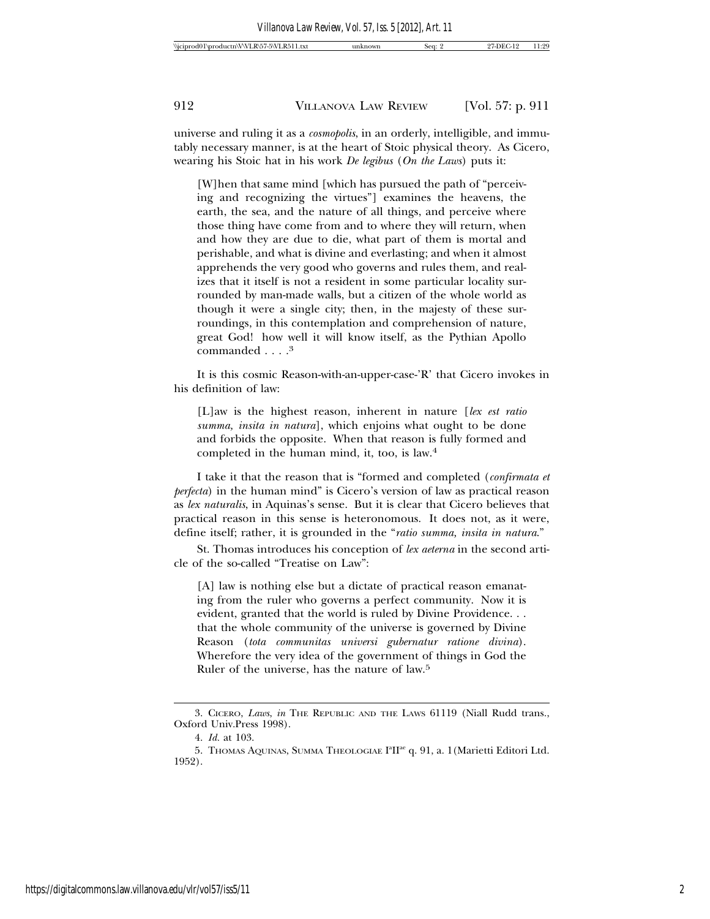universe and ruling it as a *cosmopolis*, in an orderly, intelligible, and immutably necessary manner, is at the heart of Stoic physical theory. As Cicero, wearing his Stoic hat in his work *De legibus* (*On the Laws*) puts it:

> [W]hen that same mind [which has pursued the path of "perceiving and recognizing the virtues"] examines the heavens, the earth, the sea, and the nature of all things, and perceive where those thing have come from and to where they will return, when and how they are due to die, what part of them is mortal and perishable, and what is divine and everlasting; and when it almost apprehends the very good who governs and rules them, and realizes that it itself is not a resident in some particular locality surrounded by man-made walls, but a citizen of the whole world as though it were a single city; then, in the majesty of these surroundings, in this contemplation and comprehension of nature, great God! how well it will know itself, as the Pythian Apollo commanded . . . .[3]

It is this cosmic Reason-with-an-upper-case-'R' that Cicero invokes in his definition of law:

> [L]aw is the highest reason, inherent in nature [*lex est ratio summa, insita in natura*], which enjoins what ought to be done and forbids the opposite. When that reason is fully formed and completed in the human mind, it, too, is law.[4]

I take it that the reason that is "formed and completed (*confirmata et perfecta*) in the human mind" is Cicero's version of law as practical reason as *lex naturalis*, in Aquinas's sense. But it is clear that Cicero believes that practical reason in this sense is heteronomous. It does not, as it were, define itself; rather, it is grounded in the "*ratio summa, insita in natura*."

St. Thomas introduces his conception of *lex aeterna* in the second article of the so-called "Treatise on Law":

> [A] law is nothing else but a dictate of practical reason emanating from the ruler who governs a perfect community. Now it is evident, granted that the world is ruled by Divine Providence. . . that the whole community of the universe is governed by Divine Reason (*tota communitas universi gubernatur ratione divina*). Wherefore the very idea of the government of things in God the Ruler of the universe, has the nature of law.[5]

---

3. CICERO, *Laws*, *in* THE REPUBLIC AND THE LAWS 61119 (Niall Rudd trans., Oxford Univ.Press 1998).

4. *Id.* at 103.

5. THOMAS AQUINAS, SUMMA THEOLOGIAE I[a]II[ae] q. 91, a. 1(Marietti Editori Ltd. 1952).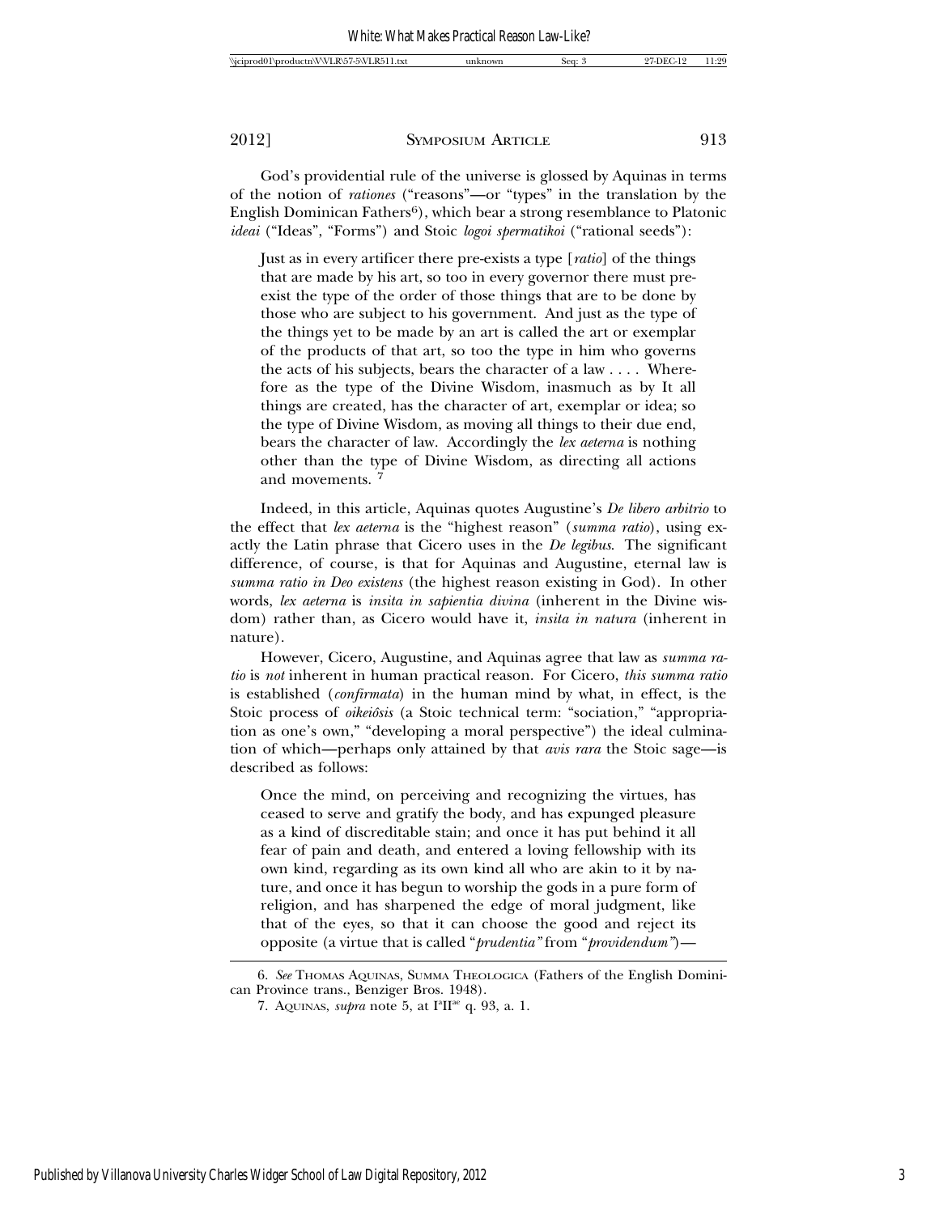God's providential rule of the universe is glossed by Aquinas in terms of the notion of *rationes* ("reasons"—or "types" in the translation by the English Dominican Fathers[6]), which bear a strong resemblance to Platonic *ideai* ("Ideas", "Forms") and Stoic *logoi spermatikoi* ("rational seeds"):

> Just as in every artificer there pre-exists a type [*ratio*] of the things that are made by his art, so too in every governor there must pre-exist the type of the order of those things that are to be done by those who are subject to his government. And just as the type of the things yet to be made by an art is called the art or exemplar of the products of that art, so too the type in him who governs the acts of his subjects, bears the character of a law . . . . Wherefore as the type of the Divine Wisdom, inasmuch as by It all things are created, has the character of art, exemplar or idea; so the type of Divine Wisdom, as moving all things to their due end, bears the character of law. Accordingly the *lex aeterna* is nothing other than the type of Divine Wisdom, as directing all actions and movements. [7]

Indeed, in this article, Aquinas quotes Augustine's *De libero arbitrio* to the effect that *lex aeterna* is the "highest reason" (*summa ratio*), using exactly the Latin phrase that Cicero uses in the *De legibus*. The significant difference, of course, is that for Aquinas and Augustine, eternal law is *summa ratio in Deo existens* (the highest reason existing in God). In other words, *lex aeterna* is *insita in sapientia divina* (inherent in the Divine wisdom) rather than, as Cicero would have it, *insita in natura* (inherent in nature).

However, Cicero, Augustine, and Aquinas agree that law as *summa ratio* is *not* inherent in human practical reason. For Cicero, *this summa ratio* is established (*confirmata*) in the human mind by what, in effect, is the Stoic process of *oikeiôsis* (a Stoic technical term: "sociation," "appropriation as one's own," "developing a moral perspective") the ideal culmination of which—perhaps only attained by that *avis rara* the Stoic sage—is described as follows:

> Once the mind, on perceiving and recognizing the virtues, has ceased to serve and gratify the body, and has expunged pleasure as a kind of discreditable stain; and once it has put behind it all fear of pain and death, and entered a loving fellowship with its own kind, regarding as its own kind all who are akin to it by nature, and once it has begun to worship the gods in a pure form of religion, and has sharpened the edge of moral judgment, like that of the eyes, so that it can choose the good and reject its opposite (a virtue that is called "*prudentia*" from "*providendum*")—

---

6. *See* THOMAS AQUINAS, SUMMA THEOLOGICA (Fathers of the English Dominican Province trans., Benziger Bros. 1948).

7. AQUINAS, *supra* note 5, at I$^{a}$II$^{ae}$ q. 93, a. 1.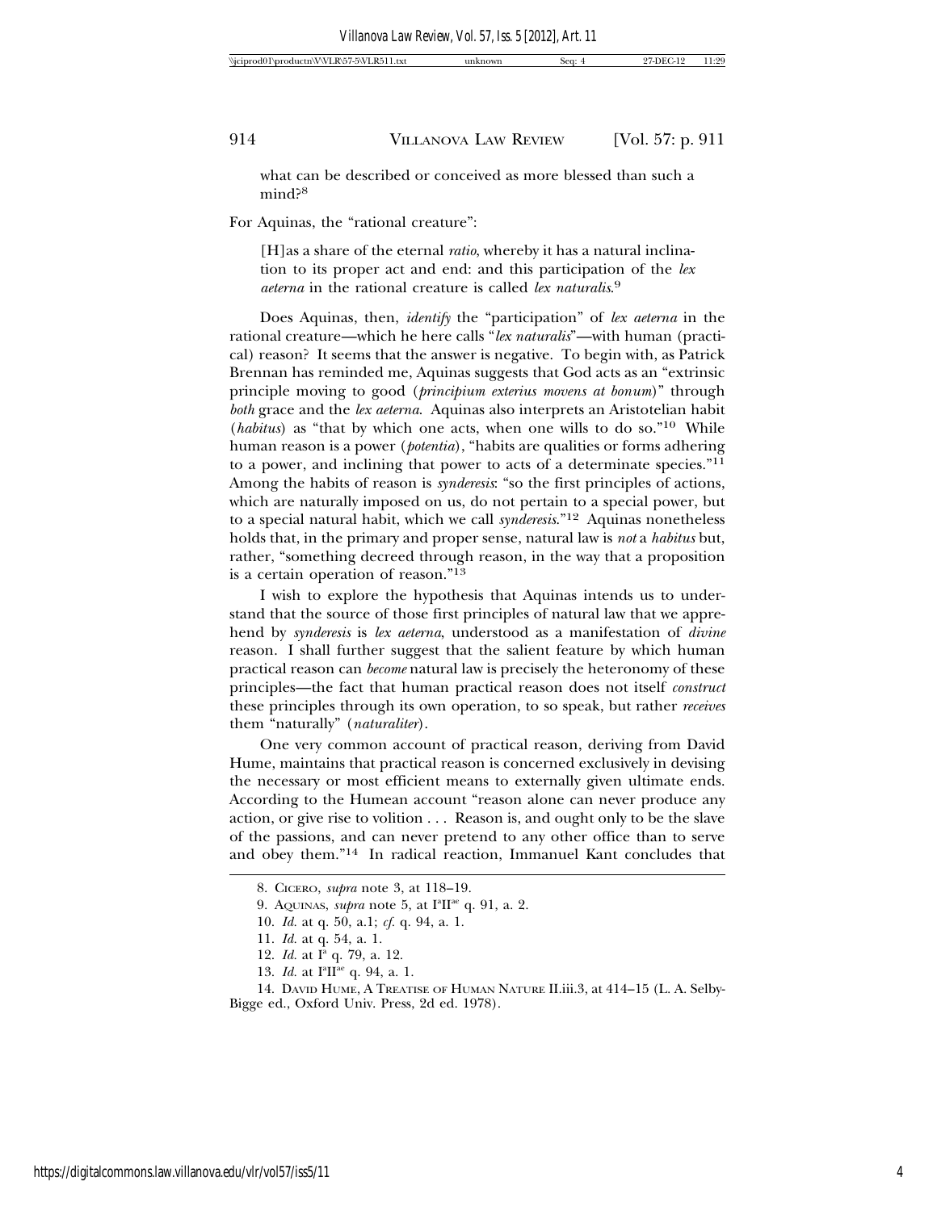what can be described or conceived as more blessed than such a mind?[8]

For Aquinas, the "rational creature":

> [H]as a share of the eternal *ratio*, whereby it has a natural inclination to its proper act and end: and this participation of the *lex aeterna* in the rational creature is called *lex naturalis*.[9]

Does Aquinas, then, *identify* the "participation" of *lex aeterna* in the rational creature—which he here calls "*lex naturalis*"—with human (practical) reason? It seems that the answer is negative. To begin with, as Patrick Brennan has reminded me, Aquinas suggests that God acts as an "extrinsic principle moving to good (*principium exterius movens at bonum*)" through *both* grace and the *lex aeterna*. Aquinas also interprets an Aristotelian habit (*habitus*) as "that by which one acts, when one wills to do so."[10] While human reason is a power (*potentia*), "habits are qualities or forms adhering to a power, and inclining that power to acts of a determinate species."[11] Among the habits of reason is *synderesis*: "so the first principles of actions, which are naturally imposed on us, do not pertain to a special power, but to a special natural habit, which we call *synderesis*."[12] Aquinas nonetheless holds that, in the primary and proper sense, natural law is *not* a *habitus* but, rather, "something decreed through reason, in the way that a proposition is a certain operation of reason."[13]

I wish to explore the hypothesis that Aquinas intends us to understand that the source of those first principles of natural law that we apprehend by *synderesis* is *lex aeterna*, understood as a manifestation of *divine* reason. I shall further suggest that the salient feature by which human practical reason can *become* natural law is precisely the heteronomy of these principles—the fact that human practical reason does not itself *construct* these principles through its own operation, to so speak, but rather *receives* them "naturally" (*naturaliter*).

One very common account of practical reason, deriving from David Hume, maintains that practical reason is concerned exclusively in devising the necessary or most efficient means to externally given ultimate ends. According to the Humean account "reason alone can never produce any action, or give rise to volition . . . Reason is, and ought only to be the slave of the passions, and can never pretend to any other office than to serve and obey them."[14] In radical reaction, Immanuel Kant concludes that

---

8. CICERO, *supra* note 3, at 118–19.

9. AQUINAS, *supra* note 5, at I<sup>a</sup>II<sup>ae</sup> q. 91, a. 2.

10. *Id.* at q. 50, a.1; *cf.* q. 94, a. 1.

11. *Id.* at q. 54, a. 1.

12. *Id.* at I<sup>a</sup> q. 79, a. 12.

13. *Id.* at I<sup>a</sup>II<sup>ae</sup> q. 94, a. 1.

14. DAVID HUME, A TREATISE OF HUMAN NATURE II.iii.3, at 414–15 (L. A. Selby-Bigge ed., Oxford Univ. Press, 2d ed. 1978).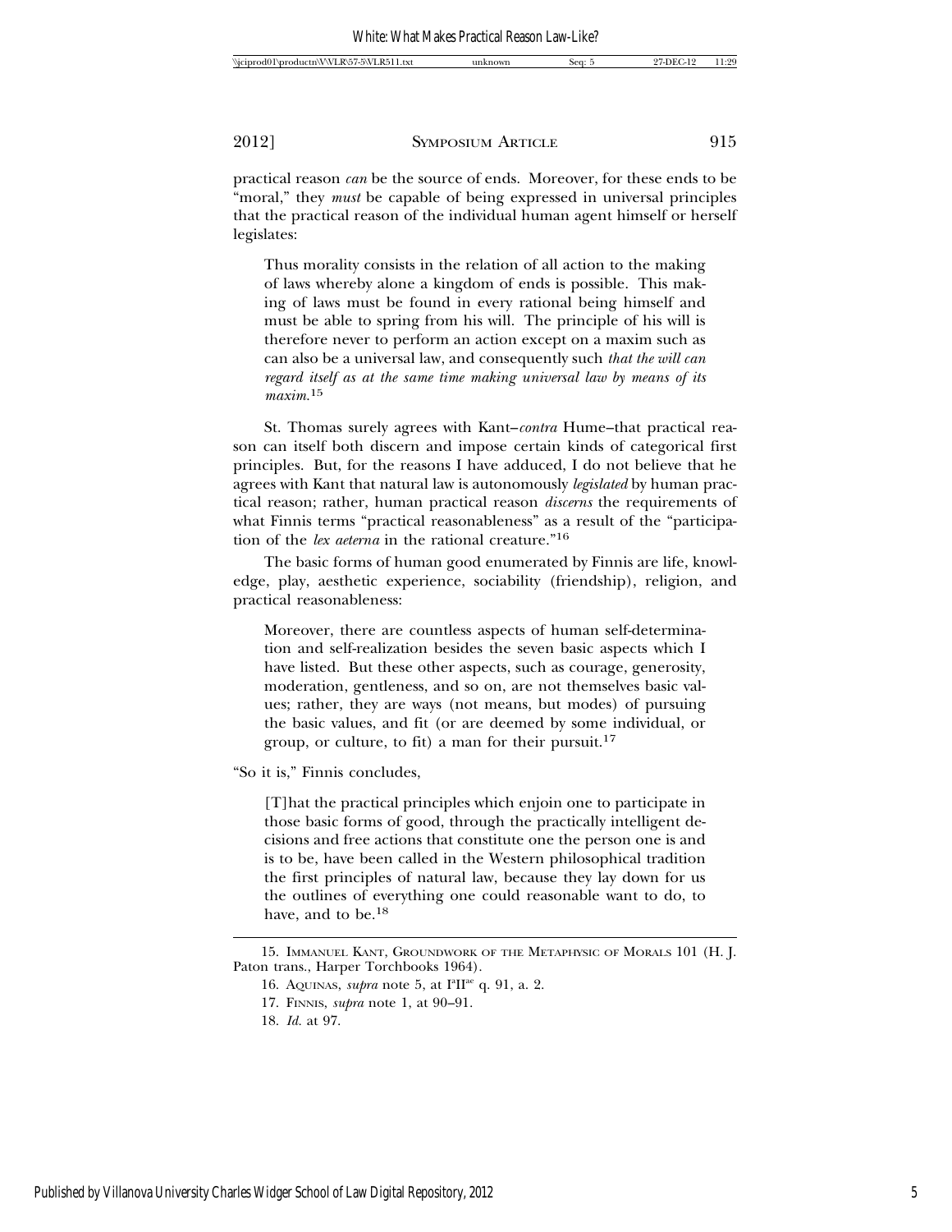practical reason *can* be the source of ends. Moreover, for these ends to be "moral," they *must* be capable of being expressed in universal principles that the practical reason of the individual human agent himself or herself legislates:

> Thus morality consists in the relation of all action to the making of laws whereby alone a kingdom of ends is possible. This making of laws must be found in every rational being himself and must be able to spring from his will. The principle of his will is therefore never to perform an action except on a maxim such as can also be a universal law, and consequently such *that the will can regard itself as at the same time making universal law by means of its maxim.*[15]

St. Thomas surely agrees with Kant–*contra* Hume–that practical reason can itself both discern and impose certain kinds of categorical first principles. But, for the reasons I have adduced, I do not believe that he agrees with Kant that natural law is autonomously *legislated* by human practical reason; rather, human practical reason *discerns* the requirements of what Finnis terms "practical reasonableness" as a result of the "participation of the *lex aeterna* in the rational creature."[16]

The basic forms of human good enumerated by Finnis are life, knowledge, play, aesthetic experience, sociability (friendship), religion, and practical reasonableness:

> Moreover, there are countless aspects of human self-determination and self-realization besides the seven basic aspects which I have listed. But these other aspects, such as courage, generosity, moderation, gentleness, and so on, are not themselves basic values; rather, they are ways (not means, but modes) of pursuing the basic values, and fit (or are deemed by some individual, or group, or culture, to fit) a man for their pursuit.[17]

"So it is," Finnis concludes,

> [T]hat the practical principles which enjoin one to participate in those basic forms of good, through the practically intelligent decisions and free actions that constitute one the person one is and is to be, have been called in the Western philosophical tradition the first principles of natural law, because they lay down for us the outlines of everything one could reasonable want to do, to have, and to be.[18]

---

15. Immanuel Kant, Groundwork of the Metaphysic of Morals 101 (H. J. Paton trans., Harper Torchbooks 1964).

16. Aquinas, *supra* note 5, at $I^{a}II^{ae}$ q. 91, a. 2.

17. Finnis, *supra* note 1, at 90–91.

18. *Id.* at 97.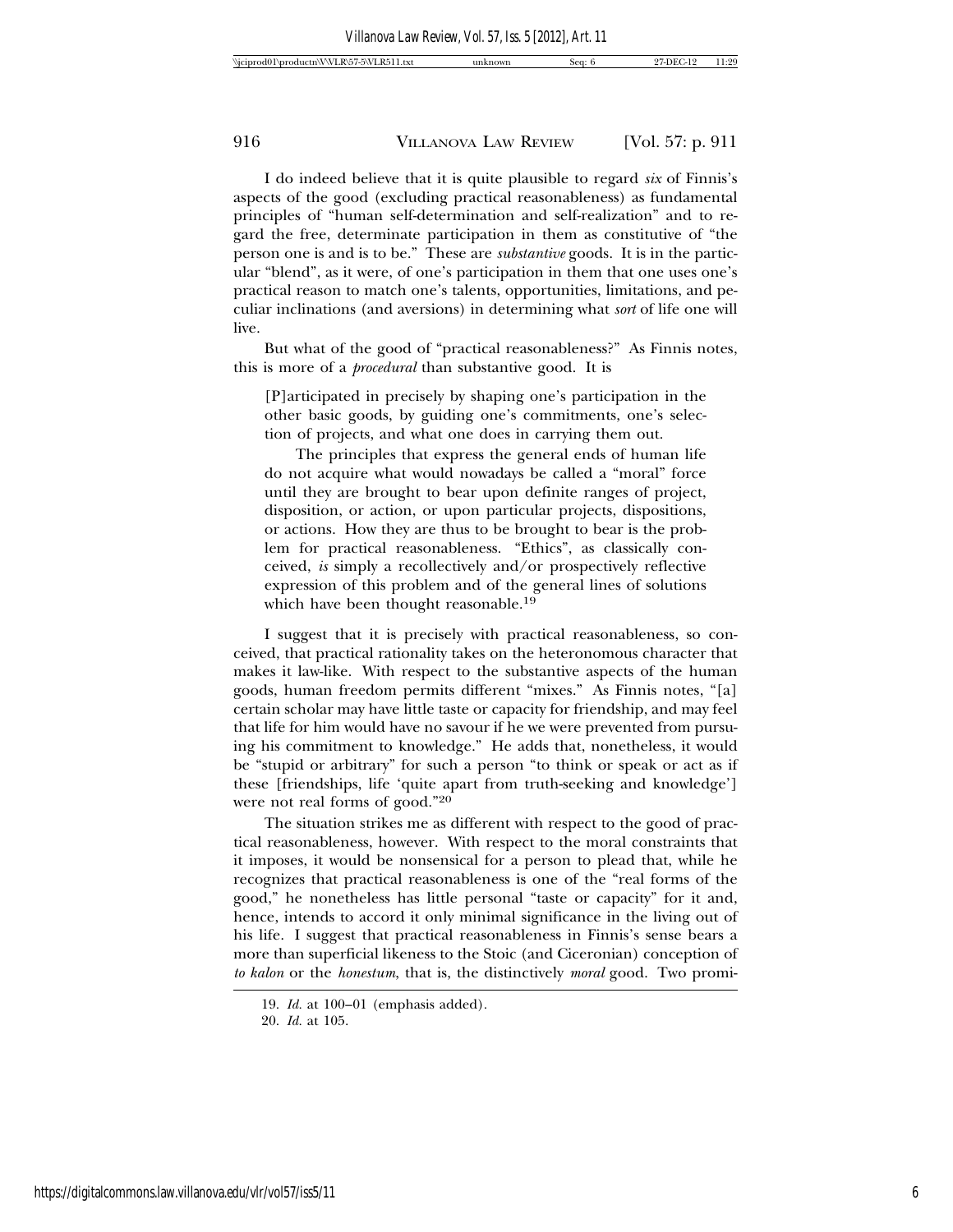I do indeed believe that it is quite plausible to regard *six* of Finnis's aspects of the good (excluding practical reasonableness) as fundamental principles of "human self-determination and self-realization" and to regard the free, determinate participation in them as constitutive of "the person one is and is to be." These are *substantive* goods. It is in the particular "blend", as it were, of one's participation in them that one uses one's practical reason to match one's talents, opportunities, limitations, and peculiar inclinations (and aversions) in determining what *sort* of life one will live.

But what of the good of "practical reasonableness?" As Finnis notes, this is more of a *procedural* than substantive good. It is

> [P]articipated in precisely by shaping one's participation in the other basic goods, by guiding one's commitments, one's selection of projects, and what one does in carrying them out.
>
> The principles that express the general ends of human life do not acquire what would nowadays be called a "moral" force until they are brought to bear upon definite ranges of project, disposition, or action, or upon particular projects, dispositions, or actions. How they are thus to be brought to bear is the problem for practical reasonableness. "Ethics", as classically conceived, *is* simply a recollectively and/or prospectively reflective expression of this problem and of the general lines of solutions which have been thought reasonable.[19]

I suggest that it is precisely with practical reasonableness, so conceived, that practical rationality takes on the heteronomous character that makes it law-like. With respect to the substantive aspects of the human goods, human freedom permits different "mixes." As Finnis notes, "[a] certain scholar may have little taste or capacity for friendship, and may feel that life for him would have no savour if he we were prevented from pursuing his commitment to knowledge." He adds that, nonetheless, it would be "stupid or arbitrary" for such a person "to think or speak or act as if these [friendships, life 'quite apart from truth-seeking and knowledge'] were not real forms of good."[20]

The situation strikes me as different with respect to the good of practical reasonableness, however. With respect to the moral constraints that it imposes, it would be nonsensical for a person to plead that, while he recognizes that practical reasonableness is one of the "real forms of the good," he nonetheless has little personal "taste or capacity" for it and, hence, intends to accord it only minimal significance in the living out of his life. I suggest that practical reasonableness in Finnis's sense bears a more than superficial likeness to the Stoic (and Ciceronian) conception of *to kalon* or the *honestum*, that is, the distinctively *moral* good. Two promi-

---

19. *Id.* at 100–01 (emphasis added).

20. *Id.* at 105.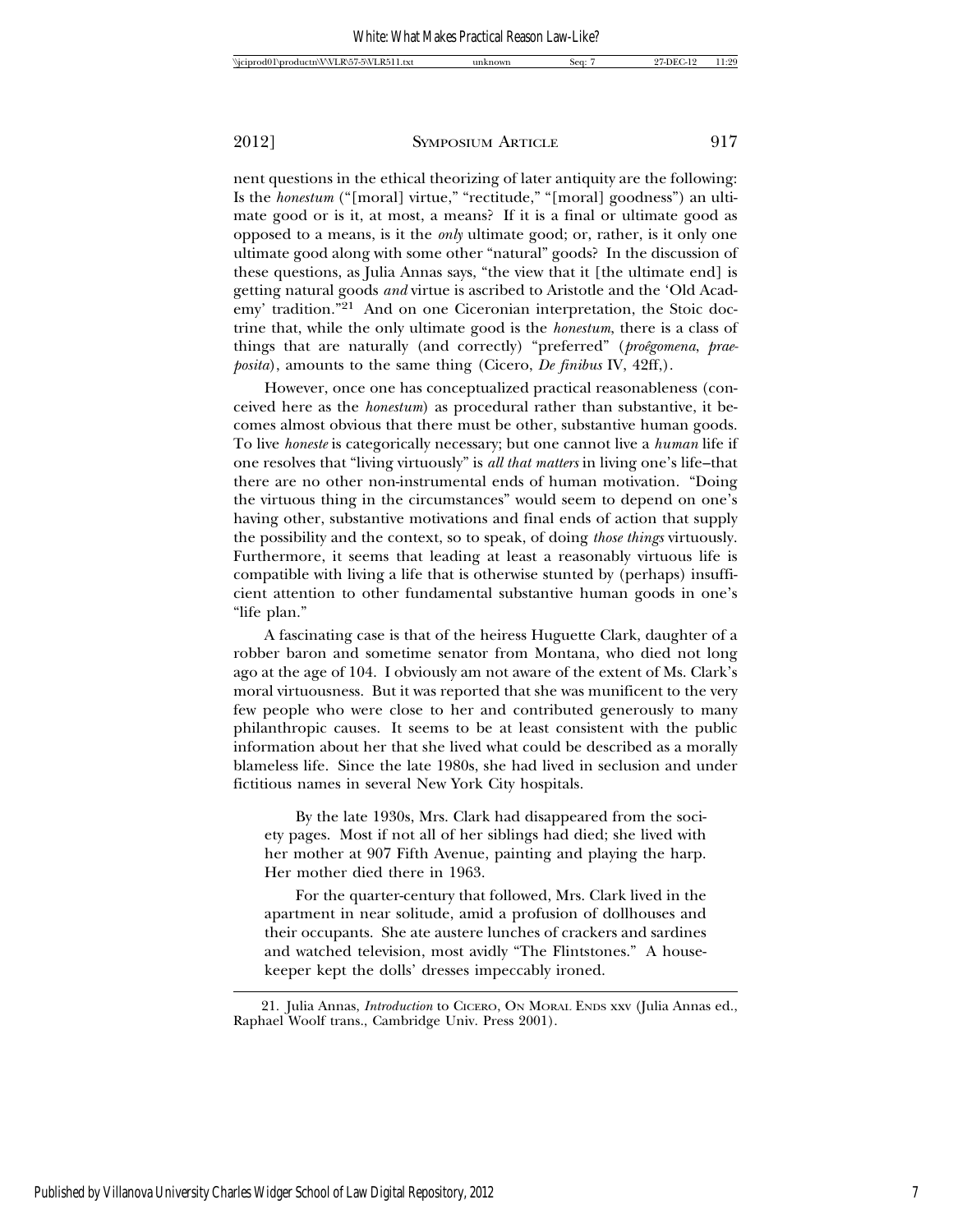nent questions in the ethical theorizing of later antiquity are the following: Is the *honestum* ("[moral] virtue," "rectitude," "[moral] goodness") an ultimate good or is it, at most, a means? If it is a final or ultimate good as opposed to a means, is it the *only* ultimate good; or, rather, is it only one ultimate good along with some other "natural" goods? In the discussion of these questions, as Julia Annas says, "the view that it [the ultimate end] is getting natural goods *and* virtue is ascribed to Aristotle and the 'Old Academy' tradition."[21] And on one Ciceronian interpretation, the Stoic doctrine that, while the only ultimate good is the *honestum*, there is a class of things that are naturally (and correctly) "preferred" (*proêgomena*, *praeposita*), amounts to the same thing (Cicero, *De finibus* IV, 42ff,).

However, once one has conceptualized practical reasonableness (conceived here as the *honestum*) as procedural rather than substantive, it becomes almost obvious that there must be other, substantive human goods. To live *honeste* is categorically necessary; but one cannot live a *human* life if one resolves that "living virtuously" is *all that matters* in living one's life–that there are no other non-instrumental ends of human motivation. "Doing the virtuous thing in the circumstances" would seem to depend on one's having other, substantive motivations and final ends of action that supply the possibility and the context, so to speak, of doing *those things* virtuously. Furthermore, it seems that leading at least a reasonably virtuous life is compatible with living a life that is otherwise stunted by (perhaps) insufficient attention to other fundamental substantive human goods in one's "life plan."

A fascinating case is that of the heiress Huguette Clark, daughter of a robber baron and sometime senator from Montana, who died not long ago at the age of 104. I obviously am not aware of the extent of Ms. Clark's moral virtuousness. But it was reported that she was munificent to the very few people who were close to her and contributed generously to many philanthropic causes. It seems to be at least consistent with the public information about her that she lived what could be described as a morally blameless life. Since the late 1980s, she had lived in seclusion and under fictitious names in several New York City hospitals.

> By the late 1930s, Mrs. Clark had disappeared from the society pages. Most if not all of her siblings had died; she lived with her mother at 907 Fifth Avenue, painting and playing the harp. Her mother died there in 1963.
>
> For the quarter-century that followed, Mrs. Clark lived in the apartment in near solitude, amid a profusion of dollhouses and their occupants. She ate austere lunches of crackers and sardines and watched television, most avidly "The Flintstones." A housekeeper kept the dolls' dresses impeccably ironed.

---

21. Julia Annas, *Introduction* to CICERO, ON MORAL ENDS xxv (Julia Annas ed., Raphael Woolf trans., Cambridge Univ. Press 2001).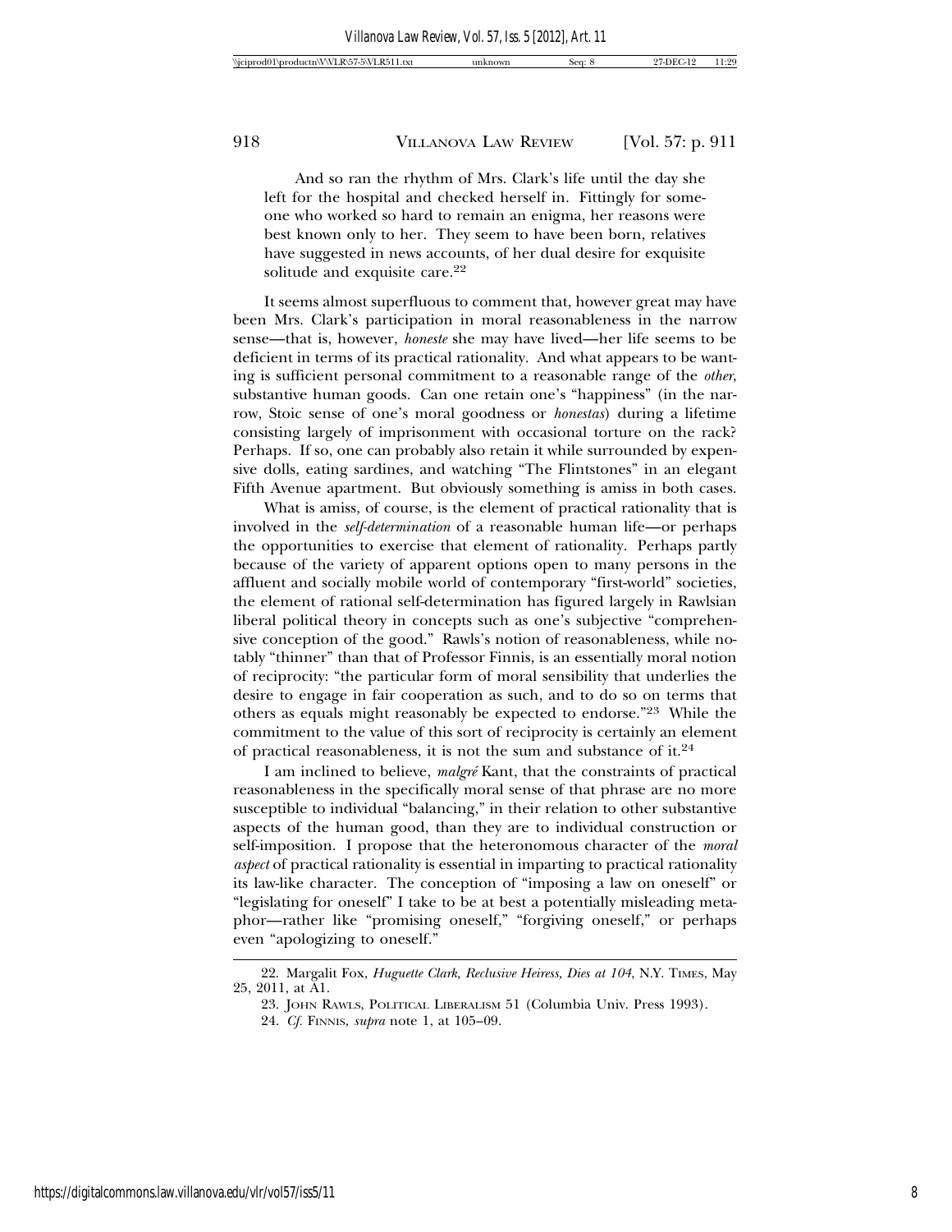And so ran the rhythm of Mrs. Clark's life until the day she left for the hospital and checked herself in. Fittingly for someone who worked so hard to remain an enigma, her reasons were best known only to her. They seem to have been born, relatives have suggested in news accounts, of her dual desire for exquisite solitude and exquisite care.[22]

It seems almost superfluous to comment that, however great may have been Mrs. Clark's participation in moral reasonableness in the narrow sense—that is, however, *honeste* she may have lived—her life seems to be deficient in terms of its practical rationality. And what appears to be wanting is sufficient personal commitment to a reasonable range of the *other*, substantive human goods. Can one retain one's "happiness" (in the narrow, Stoic sense of one's moral goodness or *honestas*) during a lifetime consisting largely of imprisonment with occasional torture on the rack? Perhaps. If so, one can probably also retain it while surrounded by expensive dolls, eating sardines, and watching "The Flintstones" in an elegant Fifth Avenue apartment. But obviously something is amiss in both cases.

What is amiss, of course, is the element of practical rationality that is involved in the *self-determination* of a reasonable human life—or perhaps the opportunities to exercise that element of rationality. Perhaps partly because of the variety of apparent options open to many persons in the affluent and socially mobile world of contemporary "first-world" societies, the element of rational self-determination has figured largely in Rawlsian liberal political theory in concepts such as one's subjective "comprehensive conception of the good." Rawls's notion of reasonableness, while notably "thinner" than that of Professor Finnis, is an essentially moral notion of reciprocity: "the particular form of moral sensibility that underlies the desire to engage in fair cooperation as such, and to do so on terms that others as equals might reasonably be expected to endorse."[23] While the commitment to the value of this sort of reciprocity is certainly an element of practical reasonableness, it is not the sum and substance of it.[24]

I am inclined to believe, *malgré* Kant, that the constraints of practical reasonableness in the specifically moral sense of that phrase are no more susceptible to individual "balancing," in their relation to other substantive aspects of the human good, than they are to individual construction or self-imposition. I propose that the heteronomous character of the *moral aspect* of practical rationality is essential in imparting to practical rationality its law-like character. The conception of "imposing a law on oneself" or "legislating for oneself" I take to be at best a potentially misleading metaphor—rather like "promising oneself," "forgiving oneself," or perhaps even "apologizing to oneself."

---

22. Margalit Fox, *Huguette Clark, Reclusive Heiress, Dies at 104*, N.Y. TIMES, May 25, 2011, at A1.

23. JOHN RAWLS, POLITICAL LIBERALISM 51 (Columbia Univ. Press 1993).

24. *Cf.* FINNIS, *supra* note 1, at 105–09.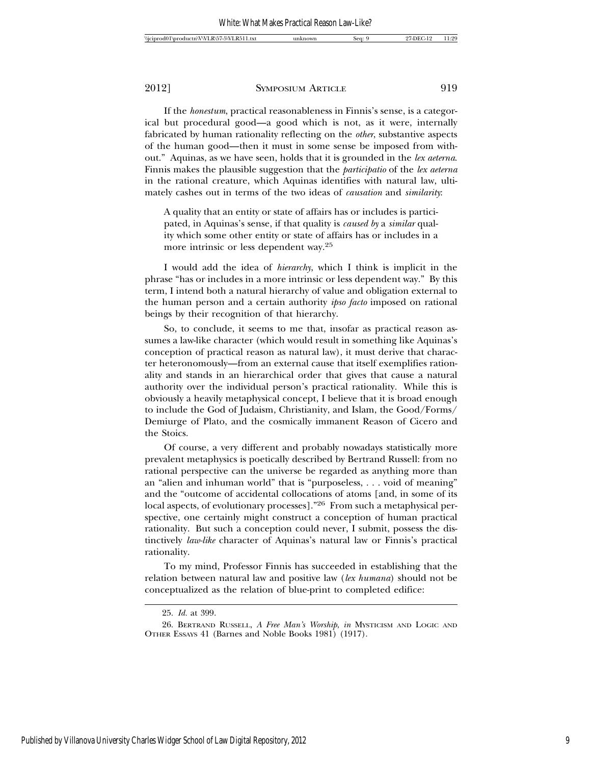If the *honestum*, practical reasonableness in Finnis's sense, is a categorical but procedural good—a good which is not, as it were, internally fabricated by human rationality reflecting on the *other*, substantive aspects of the human good—then it must in some sense be imposed from without." Aquinas, as we have seen, holds that it is grounded in the *lex aeterna*. Finnis makes the plausible suggestion that the *participatio* of the *lex aeterna* in the rational creature, which Aquinas identifies with natural law, ultimately cashes out in terms of the two ideas of *causation* and *similarity*:

> A quality that an entity or state of affairs has or includes is participated, in Aquinas's sense, if that quality is *caused by* a *similar* quality which some other entity or state of affairs has or includes in a more intrinsic or less dependent way.[25]

I would add the idea of *hierarchy*, which I think is implicit in the phrase "has or includes in a more intrinsic or less dependent way." By this term, I intend both a natural hierarchy of value and obligation external to the human person and a certain authority *ipso facto* imposed on rational beings by their recognition of that hierarchy.

So, to conclude, it seems to me that, insofar as practical reason assumes a law-like character (which would result in something like Aquinas's conception of practical reason as natural law), it must derive that character heteronomously—from an external cause that itself exemplifies rationality and stands in an hierarchical order that gives that cause a natural authority over the individual person's practical rationality. While this is obviously a heavily metaphysical concept, I believe that it is broad enough to include the God of Judaism, Christianity, and Islam, the Good/Forms/Demiurge of Plato, and the cosmically immanent Reason of Cicero and the Stoics.

Of course, a very different and probably nowadays statistically more prevalent metaphysics is poetically described by Bertrand Russell: from no rational perspective can the universe be regarded as anything more than an "alien and inhuman world" that is "purposeless, . . . void of meaning" and the "outcome of accidental collocations of atoms [and, in some of its local aspects, of evolutionary processes]."[26] From such a metaphysical perspective, one certainly might construct a conception of human practical rationality. But such a conception could never, I submit, possess the distinctively *law-like* character of Aquinas's natural law or Finnis's practical rationality.

To my mind, Professor Finnis has succeeded in establishing that the relation between natural law and positive law (*lex humana*) should not be conceptualized as the relation of blue-print to completed edifice:

---

25. *Id.* at 399.

26. BERTRAND RUSSELL, *A Free Man's Worship*, *in* MYSTICISM AND LOGIC AND OTHER ESSAYS 41 (Barnes and Noble Books 1981) (1917).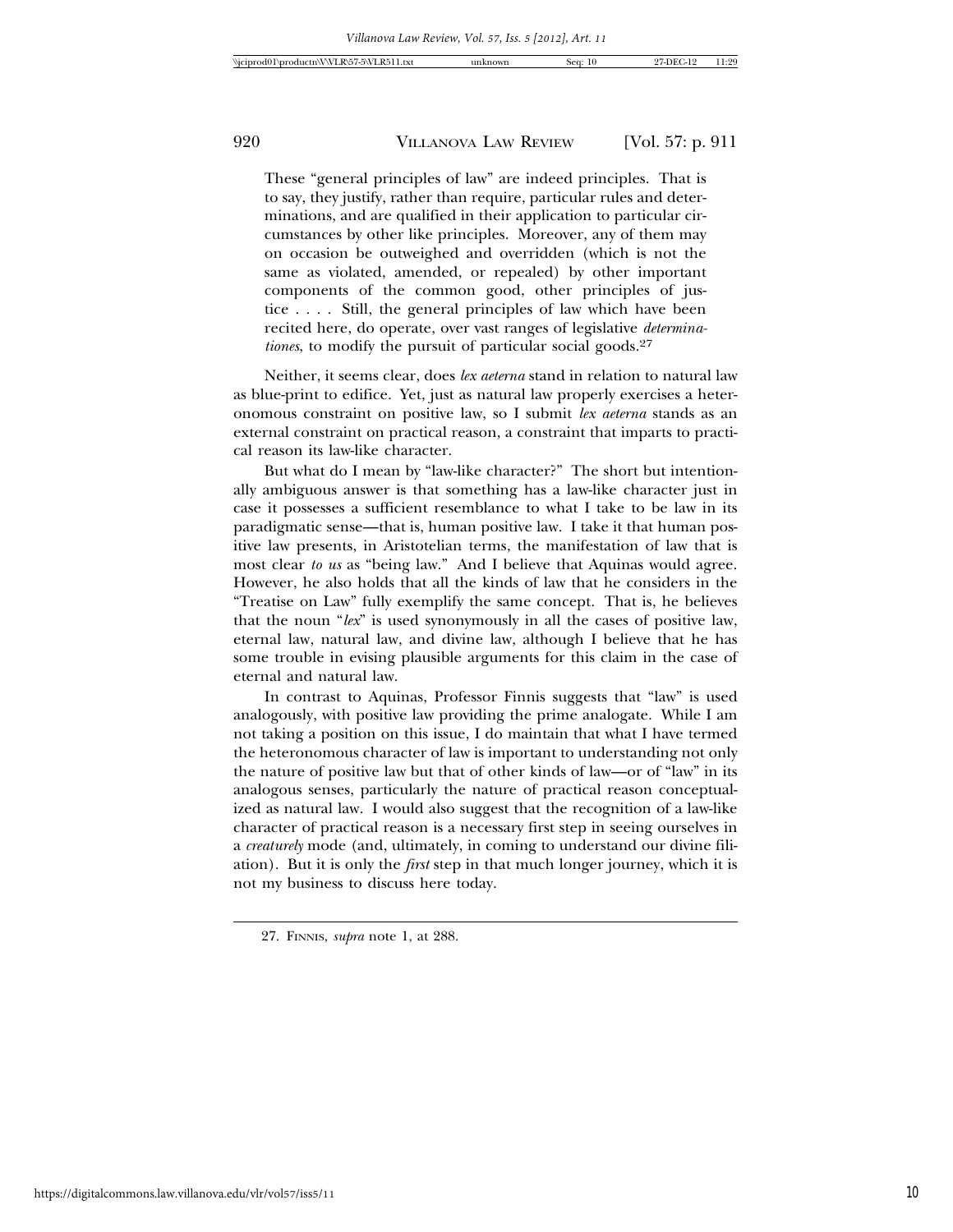> These "general principles of law" are indeed principles. That is to say, they justify, rather than require, particular rules and determinations, and are qualified in their application to particular circumstances by other like principles. Moreover, any of them may on occasion be outweighed and overridden (which is not the same as violated, amended, or repealed) by other important components of the common good, other principles of justice . . . . Still, the general principles of law which have been recited here, do operate, over vast ranges of legislative *determinationes*, to modify the pursuit of particular social goods.[27]

Neither, it seems clear, does *lex aeterna* stand in relation to natural law as blue-print to edifice. Yet, just as natural law properly exercises a heteronomous constraint on positive law, so I submit *lex aeterna* stands as an external constraint on practical reason, a constraint that imparts to practical reason its law-like character.

But what do I mean by "law-like character?" The short but intentionally ambiguous answer is that something has a law-like character just in case it possesses a sufficient resemblance to what I take to be law in its paradigmatic sense—that is, human positive law. I take it that human positive law presents, in Aristotelian terms, the manifestation of law that is most clear *to us* as "being law." And I believe that Aquinas would agree. However, he also holds that all the kinds of law that he considers in the "Treatise on Law" fully exemplify the same concept. That is, he believes that the noun "*lex*" is used synonymously in all the cases of positive law, eternal law, natural law, and divine law, although I believe that he has some trouble in evising plausible arguments for this claim in the case of eternal and natural law.

In contrast to Aquinas, Professor Finnis suggests that "law" is used analogously, with positive law providing the prime analogate. While I am not taking a position on this issue, I do maintain that what I have termed the heteronomous character of law is important to understanding not only the nature of positive law but that of other kinds of law—or of "law" in its analogous senses, particularly the nature of practical reason conceptualized as natural law. I would also suggest that the recognition of a law-like character of practical reason is a necessary first step in seeing ourselves in a *creaturely* mode (and, ultimately, in coming to understand our divine filiation). But it is only the *first* step in that much longer journey, which it is not my business to discuss here today.

---

27. FINNIS, *supra* note 1, at 288.